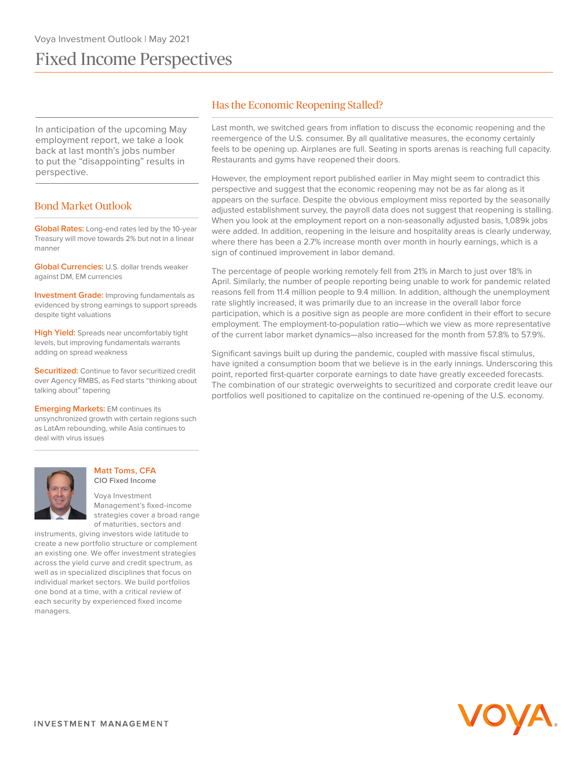Voya Investment Outlook | May 2021

# Fixed Income Perspectives

In anticipation of the upcoming May employment report, we take a look back at last month's jobs number to put the "disappointing" results in perspective.

## Has the Economic Reopening Stalled?

Last month, we switched gears from inflation to discuss the economic reopening and the reemergence of the U.S. consumer. By all qualitative measures, the economy certainly feels to be opening up. Airplanes are full. Seating in sports arenas is reaching full capacity. Restaurants and gyms have reopened their doors.

However, the employment report published earlier in May might seem to contradict this perspective and suggest that the economic reopening may not be as far along as it appears on the surface. Despite the obvious employment miss reported by the seasonally adjusted establishment survey, the payroll data does not suggest that reopening is stalling. When you look at the employment report on a non-seasonally adjusted basis, 1,089k jobs were added. In addition, reopening in the leisure and hospitality areas is clearly underway, where there has been a 2.7% increase month over month in hourly earnings, which is a sign of continued improvement in labor demand.

The percentage of people working remotely fell from 21% in March to just over 18% in April. Similarly, the number of people reporting being unable to work for pandemic related reasons fell from 11.4 million people to 9.4 million. In addition, although the unemployment rate slightly increased, it was primarily due to an increase in the overall labor force participation, which is a positive sign as people are more confident in their effort to secure employment. The employment-to-population ratio—which we view as more representative of the current labor market dynamics—also increased for the month from 57.8% to 57.9%.

Significant savings built up during the pandemic, coupled with massive fiscal stimulus, have ignited a consumption boom that we believe is in the early innings. Underscoring this point, reported first-quarter corporate earnings to date have greatly exceeded forecasts. The combination of our strategic overweights to securitized and corporate credit leave our portfolios well positioned to capitalize on the continued re-opening of the U.S. economy.

## Bond Market Outlook

**Global Rates:** Long-end rates led by the 10-year Treasury will move towards 2% but not in a linear manner

**Global Currencies:** U.S. dollar trends weaker against DM, EM currencies

**Investment Grade:** Improving fundamentals as evidenced by strong earnings to support spreads despite tight valuations

**High Yield:** Spreads near uncomfortably tight levels, but improving fundamentals warrants adding on spread weakness

**Securitized:** Continue to favor securitized credit over Agency RMBS, as Fed starts "thinking about talking about" tapering

**Emerging Markets:** EM continues its unsynchronized growth with certain regions such as LatAm rebounding, while Asia continues to deal with virus issues

**Matt Toms, CFA**
**CIO Fixed Income**

Voya Investment Management's fixed-income strategies cover a broad range of maturities, sectors and instruments, giving investors wide latitude to create a new portfolio structure or complement an existing one. We offer investment strategies across the yield curve and credit spectrum, as well as in specialized disciplines that focus on individual market sectors. We build portfolios one bond at a time, with a critical review of each security by experienced fixed income managers.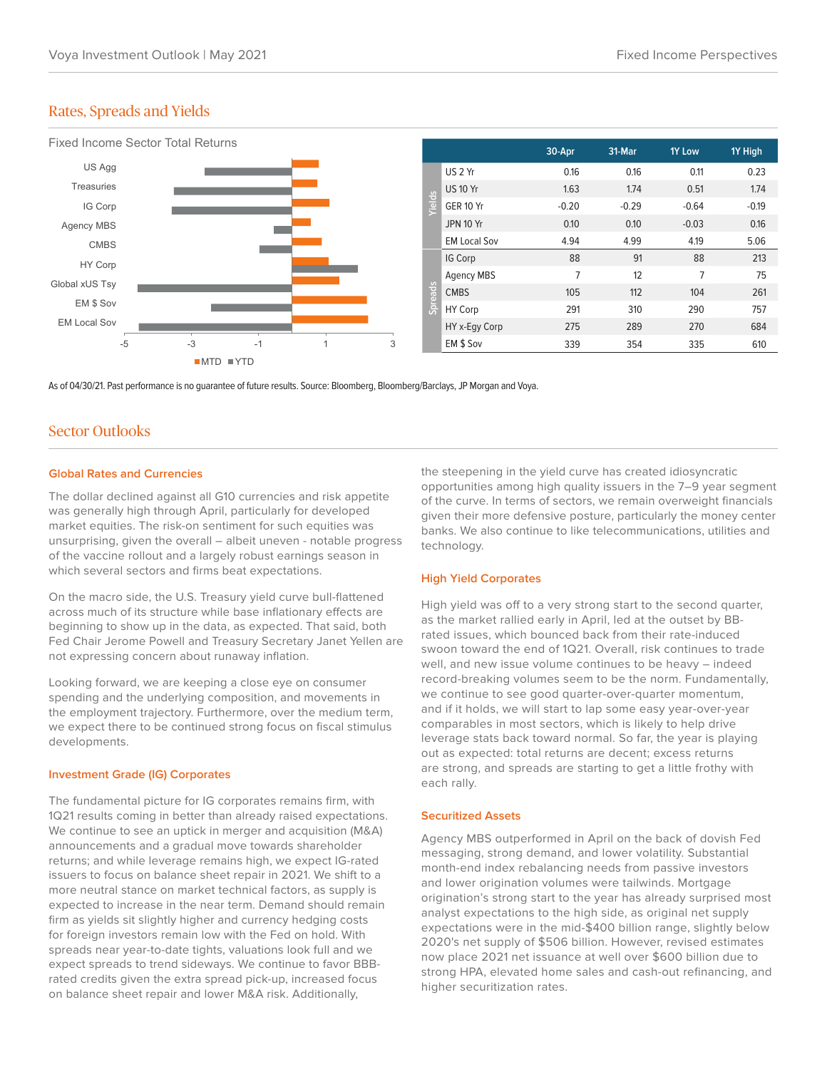## Rates, Spreads and Yields

Fixed Income Sector Total Returns

| | | 30-Apr | 31-Mar | 1Y Low | 1Y High |
|---|---|---|---|---|---|
| Yields | US 2 Yr | 0.16 | 0.16 | 0.11 | 0.23 |
| | US 10 Yr | 1.63 | 1.74 | 0.51 | 1.74 |
| | GER 10 Yr | -0.20 | -0.29 | -0.64 | -0.19 |
| | JPN 10 Yr | 0.10 | 0.10 | -0.03 | 0.16 |
| | EM Local Sov | 4.94 | 4.99 | 4.19 | 5.06 |
| Spreads | IG Corp | 88 | 91 | 88 | 213 |
| | Agency MBS | 7 | 12 | 7 | 75 |
| | CMBS | 105 | 112 | 104 | 261 |
| | HY Corp | 291 | 310 | 290 | 757 |
| | HY x-Egy Corp | 275 | 289 | 270 | 684 |
| | EM $ Sov | 339 | 354 | 335 | 610 |

As of 04/30/21. Past performance is no guarantee of future results. Source: Bloomberg, Bloomberg/Barclays, JP Morgan and Voya.

## Sector Outlooks

### Global Rates and Currencies

The dollar declined against all G10 currencies and risk appetite was generally high through April, particularly for developed market equities. The risk-on sentiment for such equities was unsurprising, given the overall – albeit uneven - notable progress of the vaccine rollout and a largely robust earnings season in which several sectors and firms beat expectations.

On the macro side, the U.S. Treasury yield curve bull-flattened across much of its structure while base inflationary effects are beginning to show up in the data, as expected. That said, both Fed Chair Jerome Powell and Treasury Secretary Janet Yellen are not expressing concern about runaway inflation.

Looking forward, we are keeping a close eye on consumer spending and the underlying composition, and movements in the employment trajectory. Furthermore, over the medium term, we expect there to be continued strong focus on fiscal stimulus developments.

### Investment Grade (IG) Corporates

The fundamental picture for IG corporates remains firm, with 1Q21 results coming in better than already raised expectations. We continue to see an uptick in merger and acquisition (M&A) announcements and a gradual move towards shareholder returns; and while leverage remains high, we expect IG-rated issuers to focus on balance sheet repair in 2021. We shift to a more neutral stance on market technical factors, as supply is expected to increase in the near term. Demand should remain firm as yields sit slightly higher and currency hedging costs for foreign investors remain low with the Fed on hold. With spreads near year-to-date tights, valuations look full and we expect spreads to trend sideways. We continue to favor BBB-rated credits given the extra spread pick-up, increased focus on balance sheet repair and lower M&A risk. Additionally, the steepening in the yield curve has created idiosyncratic opportunities among high quality issuers in the 7–9 year segment of the curve. In terms of sectors, we remain overweight financials given their more defensive posture, particularly the money center banks. We also continue to like telecommunications, utilities and technology.

### High Yield Corporates

High yield was off to a very strong start to the second quarter, as the market rallied early in April, led at the outset by BB-rated issues, which bounced back from their rate-induced swoon toward the end of 1Q21. Overall, risk continues to trade well, and new issue volume continues to be heavy – indeed record-breaking volumes seem to be the norm. Fundamentally, we continue to see good quarter-over-quarter momentum, and if it holds, we will start to lap some easy year-over-year comparables in most sectors, which is likely to help drive leverage stats back toward normal. So far, the year is playing out as expected: total returns are decent; excess returns are strong, and spreads are starting to get a little frothy with each rally.

### Securitized Assets

Agency MBS outperformed in April on the back of dovish Fed messaging, strong demand, and lower volatility. Substantial month-end index rebalancing needs from passive investors and lower origination volumes were tailwinds. Mortgage origination's strong start to the year has already surprised most analyst expectations to the high side, as original net supply expectations were in the mid-$400 billion range, slightly below 2020's net supply of $506 billion. However, revised estimates now place 2021 net issuance at well over $600 billion due to strong HPA, elevated home sales and cash-out refinancing, and higher securitization rates.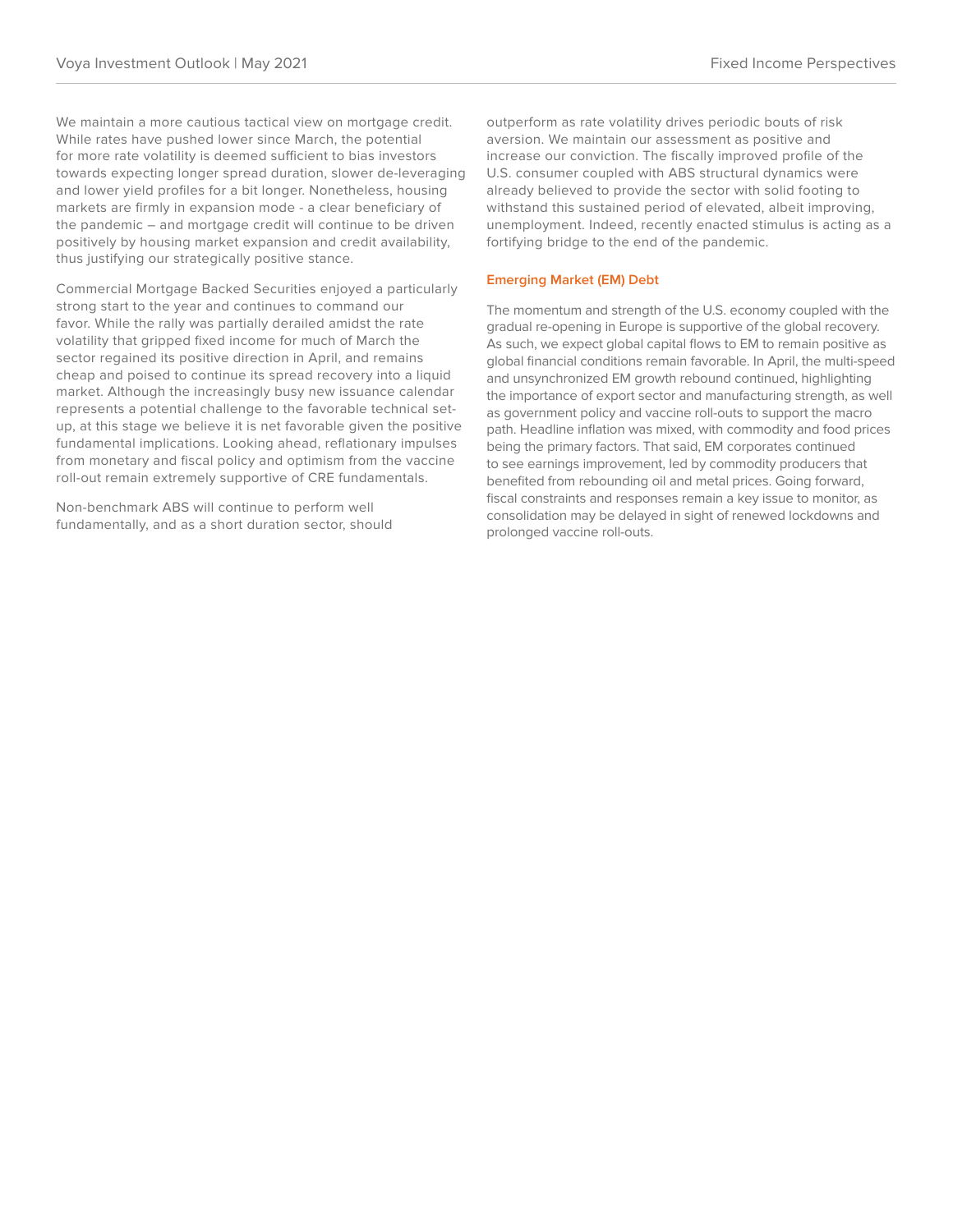We maintain a more cautious tactical view on mortgage credit. While rates have pushed lower since March, the potential for more rate volatility is deemed sufficient to bias investors towards expecting longer spread duration, slower de-leveraging and lower yield profiles for a bit longer. Nonetheless, housing markets are firmly in expansion mode - a clear beneficiary of the pandemic – and mortgage credit will continue to be driven positively by housing market expansion and credit availability, thus justifying our strategically positive stance.

Commercial Mortgage Backed Securities enjoyed a particularly strong start to the year and continues to command our favor. While the rally was partially derailed amidst the rate volatility that gripped fixed income for much of March the sector regained its positive direction in April, and remains cheap and poised to continue its spread recovery into a liquid market. Although the increasingly busy new issuance calendar represents a potential challenge to the favorable technical set-up, at this stage we believe it is net favorable given the positive fundamental implications. Looking ahead, reflationary impulses from monetary and fiscal policy and optimism from the vaccine roll-out remain extremely supportive of CRE fundamentals.

Non-benchmark ABS will continue to perform well fundamentally, and as a short duration sector, should outperform as rate volatility drives periodic bouts of risk aversion. We maintain our assessment as positive and increase our conviction. The fiscally improved profile of the U.S. consumer coupled with ABS structural dynamics were already believed to provide the sector with solid footing to withstand this sustained period of elevated, albeit improving, unemployment. Indeed, recently enacted stimulus is acting as a fortifying bridge to the end of the pandemic.

### Emerging Market (EM) Debt

The momentum and strength of the U.S. economy coupled with the gradual re-opening in Europe is supportive of the global recovery. As such, we expect global capital flows to EM to remain positive as global financial conditions remain favorable. In April, the multi-speed and unsynchronized EM growth rebound continued, highlighting the importance of export sector and manufacturing strength, as well as government policy and vaccine roll-outs to support the macro path. Headline inflation was mixed, with commodity and food prices being the primary factors. That said, EM corporates continued to see earnings improvement, led by commodity producers that benefited from rebounding oil and metal prices. Going forward, fiscal constraints and responses remain a key issue to monitor, as consolidation may be delayed in sight of renewed lockdowns and prolonged vaccine roll-outs.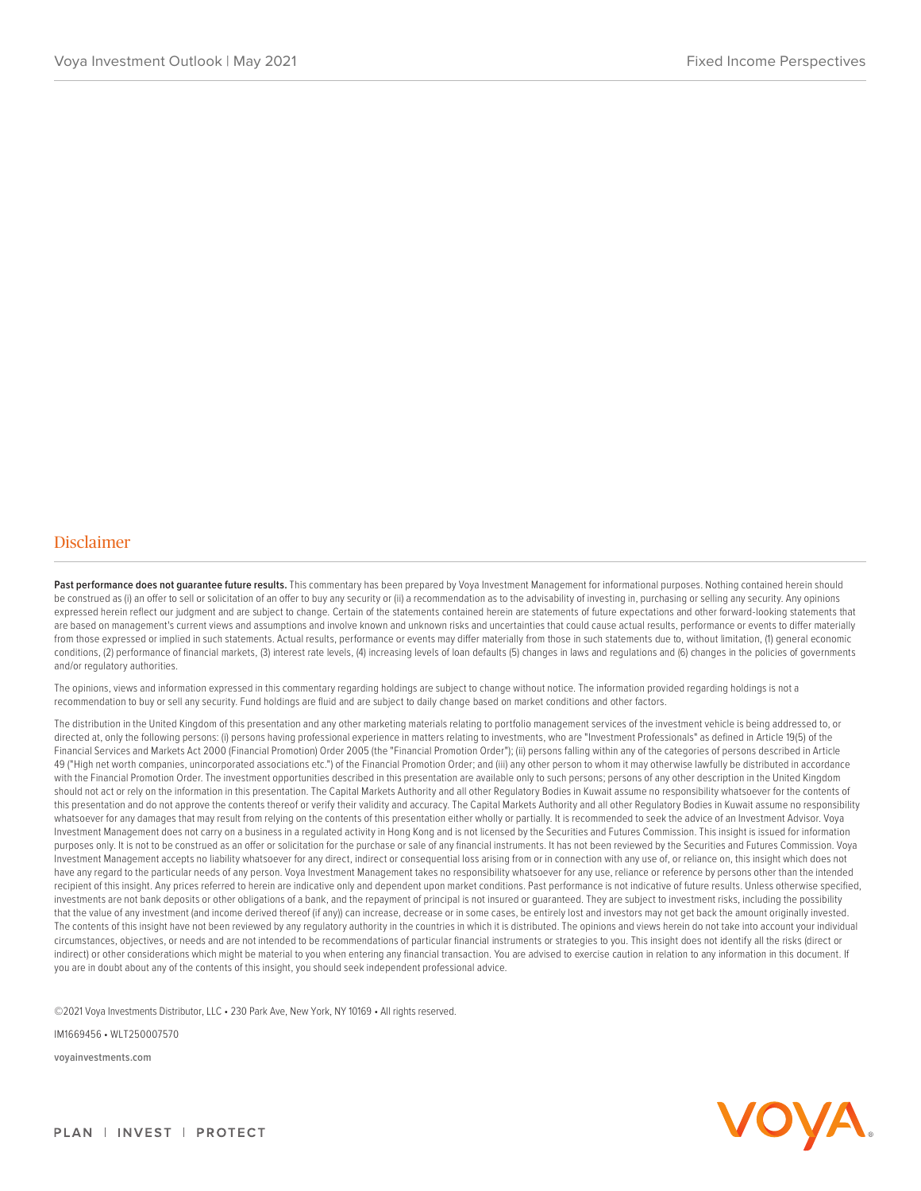## Disclaimer

**Past performance does not guarantee future results.** This commentary has been prepared by Voya Investment Management for informational purposes. Nothing contained herein should be construed as (i) an offer to sell or solicitation of an offer to buy any security or (ii) a recommendation as to the advisability of investing in, purchasing or selling any security. Any opinions expressed herein reflect our judgment and are subject to change. Certain of the statements contained herein are statements of future expectations and other forward-looking statements that are based on management's current views and assumptions and involve known and unknown risks and uncertainties that could cause actual results, performance or events to differ materially from those expressed or implied in such statements. Actual results, performance or events may differ materially from those in such statements due to, without limitation, (1) general economic conditions, (2) performance of financial markets, (3) interest rate levels, (4) increasing levels of loan defaults (5) changes in laws and regulations and (6) changes in the policies of governments and/or regulatory authorities.

The opinions, views and information expressed in this commentary regarding holdings are subject to change without notice. The information provided regarding holdings is not a recommendation to buy or sell any security. Fund holdings are fluid and are subject to daily change based on market conditions and other factors.

The distribution in the United Kingdom of this presentation and any other marketing materials relating to portfolio management services of the investment vehicle is being addressed to, or directed at, only the following persons: (i) persons having professional experience in matters relating to investments, who are "Investment Professionals" as defined in Article 19(5) of the Financial Services and Markets Act 2000 (Financial Promotion) Order 2005 (the "Financial Promotion Order"); (ii) persons falling within any of the categories of persons described in Article 49 ("High net worth companies, unincorporated associations etc.") of the Financial Promotion Order; and (iii) any other person to whom it may otherwise lawfully be distributed in accordance with the Financial Promotion Order. The investment opportunities described in this presentation are available only to such persons; persons of any other description in the United Kingdom should not act or rely on the information in this presentation. The Capital Markets Authority and all other Regulatory Bodies in Kuwait assume no responsibility whatsoever for the contents of this presentation and do not approve the contents thereof or verify their validity and accuracy. The Capital Markets Authority and all other Regulatory Bodies in Kuwait assume no responsibility whatsoever for any damages that may result from relying on the contents of this presentation either wholly or partially. It is recommended to seek the advice of an Investment Advisor. Voya Investment Management does not carry on a business in a regulated activity in Hong Kong and is not licensed by the Securities and Futures Commission. This insight is issued for information purposes only. It is not to be construed as an offer or solicitation for the purchase or sale of any financial instruments. It has not been reviewed by the Securities and Futures Commission. Voya Investment Management accepts no liability whatsoever for any direct, indirect or consequential loss arising from or in connection with any use of, or reliance on, this insight which does not have any regard to the particular needs of any person. Voya Investment Management takes no responsibility whatsoever for any use, reliance or reference by persons other than the intended recipient of this insight. Any prices referred to herein are indicative only and dependent upon market conditions. Past performance is not indicative of future results. Unless otherwise specified, investments are not bank deposits or other obligations of a bank, and the repayment of principal is not insured or guaranteed. They are subject to investment risks, including the possibility that the value of any investment (and income derived thereof (if any)) can increase, decrease or in some cases, be entirely lost and investors may not get back the amount originally invested. The contents of this insight have not been reviewed by any regulatory authority in the countries in which it is distributed. The opinions and views herein do not take into account your individual circumstances, objectives, or needs and are not intended to be recommendations of particular financial instruments or strategies to you. This insight does not identify all the risks (direct or indirect) or other considerations which might be material to you when entering any financial transaction. You are advised to exercise caution in relation to any information in this document. If you are in doubt about any of the contents of this insight, you should seek independent professional advice.

©2021 Voya Investments Distributor, LLC • 230 Park Ave, New York, NY 10169 • All rights reserved.

IM1669456 • WLT250007570

**voyainvestments.com**

PLAN | INVEST | PROTECT

VOYA®